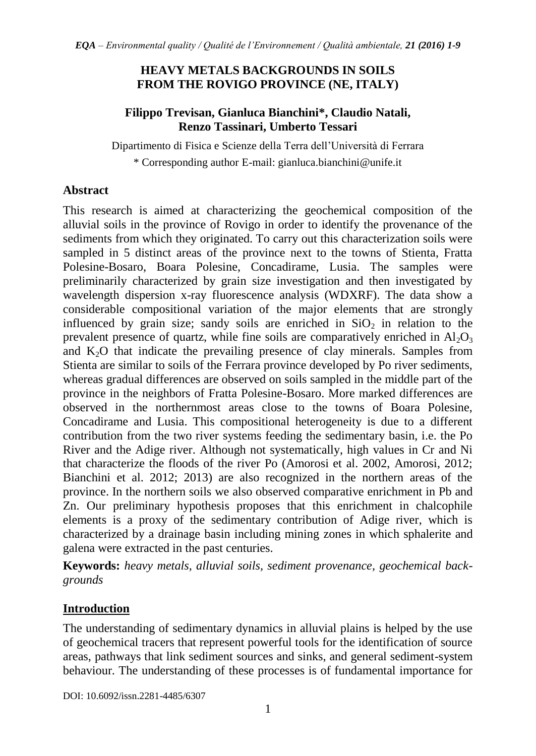# HEAVY METALS BACKGROUNDS IN SOILS FROM THE ROVIGO PROVINCE (NE, ITALY)

**Filippo Trevisan, Gianluca Bianchini*, Claudio Natali, Renzo Tassinari, Umberto Tessari**

Dipartimento di Fisica e Scienze della Terra dell'Università di Ferrara

\* Corresponding author E-mail: gianluca.bianchini@unife.it

## Abstract

This research is aimed at characterizing the geochemical composition of the alluvial soils in the province of Rovigo in order to identify the provenance of the sediments from which they originated. To carry out this characterization soils were sampled in 5 distinct areas of the province next to the towns of Stienta, Fratta Polesine-Bosaro, Boara Polesine, Concadirame, Lusia. The samples were preliminarily characterized by grain size investigation and then investigated by wavelength dispersion x-ray fluorescence analysis (WDXRF). The data show a considerable compositional variation of the major elements that are strongly influenced by grain size; sandy soils are enriched in $SiO_2$ in relation to the prevalent presence of quartz, while fine soils are comparatively enriched in $Al_2O_3$ and $K_2O$ that indicate the prevailing presence of clay minerals. Samples from Stienta are similar to soils of the Ferrara province developed by Po river sediments, whereas gradual differences are observed on soils sampled in the middle part of the province in the neighbors of Fratta Polesine-Bosaro. More marked differences are observed in the northernmost areas close to the towns of Boara Polesine, Concadirame and Lusia. This compositional heterogeneity is due to a different contribution from the two river systems feeding the sedimentary basin, i.e. the Po River and the Adige river. Although not systematically, high values in Cr and Ni that characterize the floods of the river Po (Amorosi et al. 2002, Amorosi, 2012; Bianchini et al. 2012; 2013) are also recognized in the northern areas of the province. In the northern soils we also observed comparative enrichment in Pb and Zn. Our preliminary hypothesis proposes that this enrichment in chalcophile elements is a proxy of the sedimentary contribution of Adige river, which is characterized by a drainage basin including mining zones in which sphalerite and galena were extracted in the past centuries.

**Keywords:** *heavy metals, alluvial soils, sediment provenance, geochemical back-grounds*

## Introduction

The understanding of sedimentary dynamics in alluvial plains is helped by the use of geochemical tracers that represent powerful tools for the identification of source areas, pathways that link sediment sources and sinks, and general sediment-system behaviour. The understanding of these processes is of fundamental importance for

DOI: 10.6092/issn.2281-4485/6307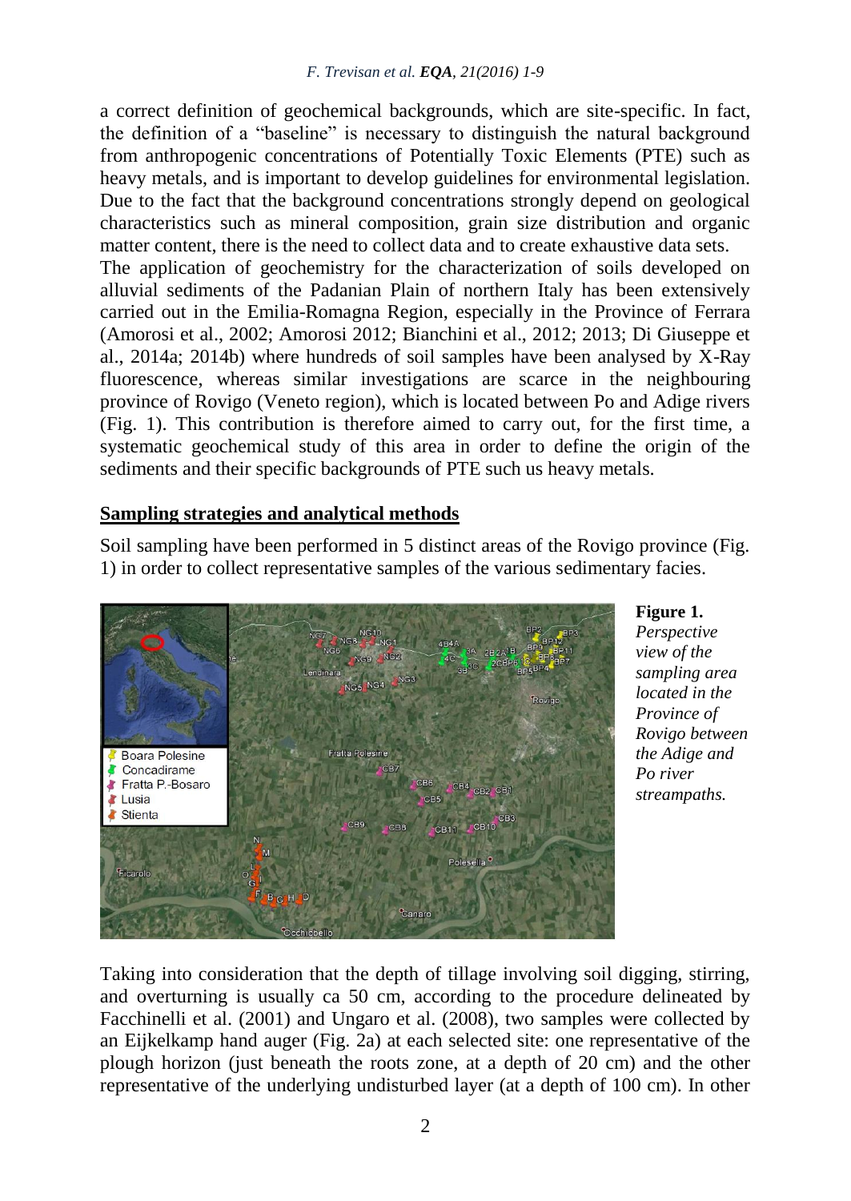a correct definition of geochemical backgrounds, which are site-specific. In fact, the definition of a "baseline" is necessary to distinguish the natural background from anthropogenic concentrations of Potentially Toxic Elements (PTE) such as heavy metals, and is important to develop guidelines for environmental legislation. Due to the fact that the background concentrations strongly depend on geological characteristics such as mineral composition, grain size distribution and organic matter content, there is the need to collect data and to create exhaustive data sets.

The application of geochemistry for the characterization of soils developed on alluvial sediments of the Padanian Plain of northern Italy has been extensively carried out in the Emilia-Romagna Region, especially in the Province of Ferrara (Amorosi et al., 2002; Amorosi 2012; Bianchini et al., 2012; 2013; Di Giuseppe et al., 2014a; 2014b) where hundreds of soil samples have been analysed by X-Ray fluorescence, whereas similar investigations are scarce in the neighbouring province of Rovigo (Veneto region), which is located between Po and Adige rivers (Fig. 1). This contribution is therefore aimed to carry out, for the first time, a systematic geochemical study of this area in order to define the origin of the sediments and their specific backgrounds of PTE such us heavy metals.

## Sampling strategies and analytical methods

Soil sampling have been performed in 5 distinct areas of the Rovigo province (Fig. 1) in order to collect representative samples of the various sedimentary facies.

**Figure 1.** *Perspective view of the sampling area located in the Province of Rovigo between the Adige and Po river streampaths.*

Taking into consideration that the depth of tillage involving soil digging, stirring, and overturning is usually ca 50 cm, according to the procedure delineated by Facchinelli et al. (2001) and Ungaro et al. (2008), two samples were collected by an Eijkelkamp hand auger (Fig. 2a) at each selected site: one representative of the plough horizon (just beneath the roots zone, at a depth of 20 cm) and the other representative of the underlying undisturbed layer (at a depth of 100 cm). In other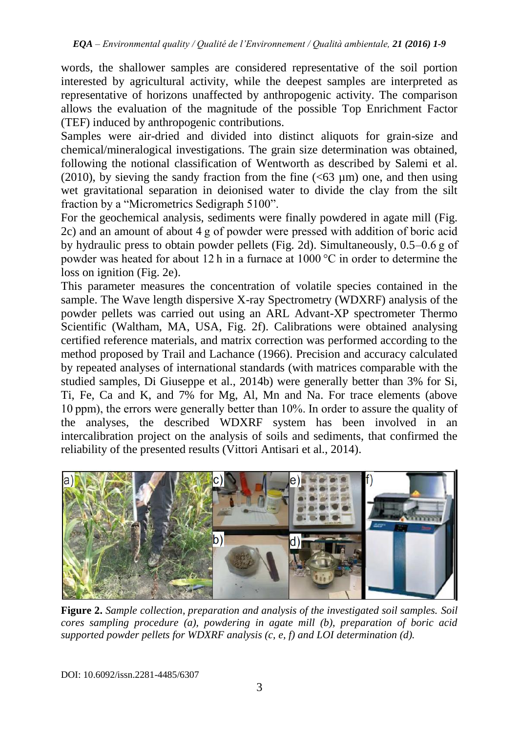words, the shallower samples are considered representative of the soil portion interested by agricultural activity, while the deepest samples are interpreted as representative of horizons unaffected by anthropogenic activity. The comparison allows the evaluation of the magnitude of the possible Top Enrichment Factor (TEF) induced by anthropogenic contributions.

Samples were air-dried and divided into distinct aliquots for grain-size and chemical/mineralogical investigations. The grain size determination was obtained, following the notional classification of Wentworth as described by Salemi et al. (2010), by sieving the sandy fraction from the fine (<63 µm) one, and then using wet gravitational separation in deionised water to divide the clay from the silt fraction by a "Micrometrics Sedigraph 5100".

For the geochemical analysis, sediments were finally powdered in agate mill (Fig. 2c) and an amount of about 4 g of powder were pressed with addition of boric acid by hydraulic press to obtain powder pellets (Fig. 2d). Simultaneously, 0.5–0.6 g of powder was heated for about 12 h in a furnace at 1000 °C in order to determine the loss on ignition (Fig. 2e).

This parameter measures the concentration of volatile species contained in the sample. The Wave length dispersive X-ray Spectrometry (WDXRF) analysis of the powder pellets was carried out using an ARL Advant-XP spectrometer Thermo Scientific (Waltham, MA, USA, Fig. 2f). Calibrations were obtained analysing certified reference materials, and matrix correction was performed according to the method proposed by Trail and Lachance (1966). Precision and accuracy calculated by repeated analyses of international standards (with matrices comparable with the studied samples, Di Giuseppe et al., 2014b) were generally better than 3% for Si, Ti, Fe, Ca and K, and 7% for Mg, Al, Mn and Na. For trace elements (above 10 ppm), the errors were generally better than 10%. In order to assure the quality of the analyses, the described WDXRF system has been involved in an intercalibration project on the analysis of soils and sediments, that confirmed the reliability of the presented results (Vittori Antisari et al., 2014).

**Figure 2.** *Sample collection, preparation and analysis of the investigated soil samples. Soil cores sampling procedure (a), powdering in agate mill (b), preparation of boric acid supported powder pellets for WDXRF analysis (c, e, f) and LOI determination (d).*

DOI: 10.6092/issn.2281-4485/6307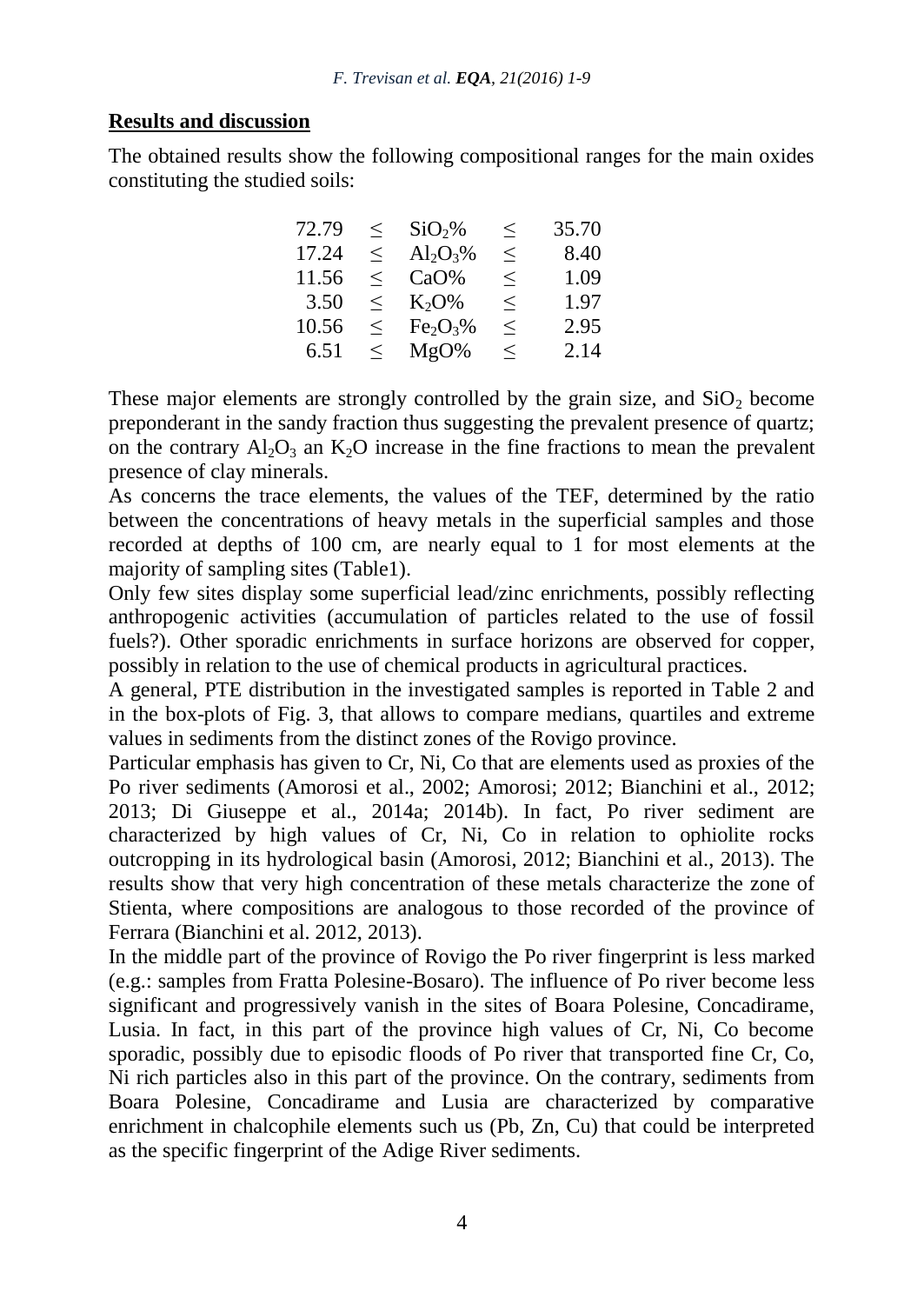## Results and discussion

The obtained results show the following compositional ranges for the main oxides constituting the studied soils:

$$
\begin{array}{rcccr}
72.79 & \leq & SiO_2\% & \leq & 35.70 \\
17.24 & \leq & Al_2O_3\% & \leq & 8.40 \\
11.56 & \leq & CaO\% & \leq & 1.09 \\
3.50 & \leq & K_2O\% & \leq & 1.97 \\
10.56 & \leq & Fe_2O_3\% & \leq & 2.95 \\
6.51 & \leq & MgO\% & \leq & 2.14
\end{array}
$$

These major elements are strongly controlled by the grain size, and $SiO_2$ become preponderant in the sandy fraction thus suggesting the prevalent presence of quartz; on the contrary $Al_2O_3$ an $K_2O$ increase in the fine fractions to mean the prevalent presence of clay minerals.

As concerns the trace elements, the values of the TEF, determined by the ratio between the concentrations of heavy metals in the superficial samples and those recorded at depths of 100 cm, are nearly equal to 1 for most elements at the majority of sampling sites (Table1).

Only few sites display some superficial lead/zinc enrichments, possibly reflecting anthropogenic activities (accumulation of particles related to the use of fossil fuels?). Other sporadic enrichments in surface horizons are observed for copper, possibly in relation to the use of chemical products in agricultural practices.

A general, PTE distribution in the investigated samples is reported in Table 2 and in the box-plots of Fig. 3, that allows to compare medians, quartiles and extreme values in sediments from the distinct zones of the Rovigo province.

Particular emphasis has given to Cr, Ni, Co that are elements used as proxies of the Po river sediments (Amorosi et al., 2002; Amorosi; 2012; Bianchini et al., 2012; 2013; Di Giuseppe et al., 2014a; 2014b). In fact, Po river sediment are characterized by high values of Cr, Ni, Co in relation to ophiolite rocks outcropping in its hydrological basin (Amorosi, 2012; Bianchini et al., 2013). The results show that very high concentration of these metals characterize the zone of Stienta, where compositions are analogous to those recorded of the province of Ferrara (Bianchini et al. 2012, 2013).

In the middle part of the province of Rovigo the Po river fingerprint is less marked (e.g.: samples from Fratta Polesine-Bosaro). The influence of Po river become less significant and progressively vanish in the sites of Boara Polesine, Concadirame, Lusia. In fact, in this part of the province high values of Cr, Ni, Co become sporadic, possibly due to episodic floods of Po river that transported fine Cr, Co, Ni rich particles also in this part of the province. On the contrary, sediments from Boara Polesine, Concadirame and Lusia are characterized by comparative enrichment in chalcophile elements such us (Pb, Zn, Cu) that could be interpreted as the specific fingerprint of the Adige River sediments.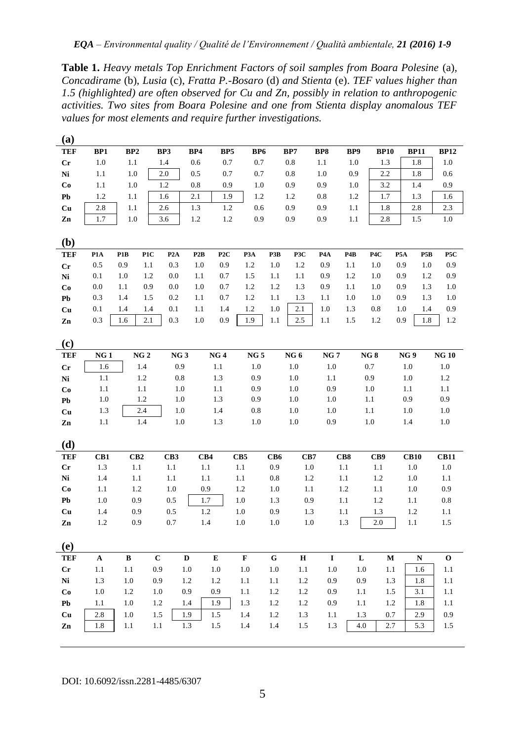**Table 1.** *Heavy metals Top Enrichment Factors of soil samples from Boara Polesine* (a), *Concadirame* (b), *Lusia* (c), *Fratta P.-Bosaro* (d) *and Stienta* (e). *TEF values higher than 1.5 (highlighted) are often observed for Cu and Zn, possibly in relation to anthropogenic activities. Two sites from Boara Polesine and one from Stienta display anomalous TEF values for most elements and require further investigations.*

**(a)**

| TEF | BP1 | BP2 | BP3 | BP4 | BP5 | BP6 | BP7 | BP8 | BP9 | BP10 | BP11 | BP12 |
|---|---|---|---|---|---|---|---|---|---|---|---|---|
| Cr | 1.0 | 1.1 | 1.4 | 0.6 | 0.7 | 0.7 | 0.8 | 1.1 | 1.0 | 1.3 | 1.8 | 1.0 |
| Ni | 1.1 | 1.0 | 2.0 | 0.5 | 0.7 | 0.7 | 0.8 | 1.0 | 0.9 | 2.2 | 1.8 | 0.6 |
| Co | 1.1 | 1.0 | 1.2 | 0.8 | 0.9 | 1.0 | 0.9 | 0.9 | 1.0 | 3.2 | 1.4 | 0.9 |
| Pb | 1.2 | 1.1 | 1.6 | 2.1 | 1.9 | 1.2 | 1.2 | 0.8 | 1.2 | 1.7 | 1.3 | 1.6 |
| Cu | 2.8 | 1.1 | 2.6 | 1.3 | 1.2 | 0.6 | 0.9 | 0.9 | 1.1 | 1.8 | 2.8 | 2.3 |
| Zn | 1.7 | 1.0 | 3.6 | 1.2 | 1.2 | 0.9 | 0.9 | 0.9 | 1.1 | 2.8 | 1.5 | 1.0 |

**(b)**

| TEF | P1A | P1B | P1C | P2A | P2B | P2C | P3A | P3B | P3C | P4A | P4B | P4C | P5A | P5B | P5C |
|---|---|---|---|---|---|---|---|---|---|---|---|---|---|---|---|
| Cr | 0.5 | 0.9 | 1.1 | 0.3 | 1.0 | 0.9 | 1.2 | 1.0 | 1.2 | 0.9 | 1.1 | 1.0 | 0.9 | 1.0 | 0.9 |
| Ni | 0.1 | 1.0 | 1.2 | 0.0 | 1.1 | 0.7 | 1.5 | 1.1 | 1.1 | 0.9 | 1.2 | 1.0 | 0.9 | 1.2 | 0.9 |
| Co | 0.0 | 1.1 | 0.9 | 0.0 | 1.0 | 0.7 | 1.2 | 1.2 | 1.3 | 0.9 | 1.1 | 1.0 | 0.9 | 1.3 | 1.0 |
| Pb | 0.3 | 1.4 | 1.5 | 0.2 | 1.1 | 0.7 | 1.2 | 1.1 | 1.3 | 1.1 | 1.0 | 1.0 | 0.9 | 1.3 | 1.0 |
| Cu | 0.1 | 1.4 | 1.4 | 0.1 | 1.1 | 1.4 | 1.2 | 1.0 | 2.1 | 1.0 | 1.3 | 0.8 | 1.0 | 1.4 | 0.9 |
| Zn | 0.3 | 1.6 | 2.1 | 0.3 | 1.0 | 0.9 | 1.9 | 1.1 | 2.5 | 1.1 | 1.5 | 1.2 | 0.9 | 1.8 | 1.2 |

**(c)**

| TEF | NG 1 | NG 2 | NG 3 | NG 4 | NG 5 | NG 6 | NG 7 | NG 8 | NG 9 | NG 10 |
|---|---|---|---|---|---|---|---|---|---|---|
| Cr | 1.6 | 1.4 | 0.9 | 1.1 | 1.0 | 1.0 | 1.0 | 0.7 | 1.0 | 1.0 |
| Ni | 1.1 | 1.2 | 0.8 | 1.3 | 0.9 | 1.0 | 1.1 | 0.9 | 1.0 | 1.2 |
| Co | 1.1 | 1.1 | 1.0 | 1.1 | 0.9 | 1.0 | 0.9 | 1.0 | 1.1 | 1.1 |
| Pb | 1.0 | 1.2 | 1.0 | 1.3 | 0.9 | 1.0 | 1.0 | 1.1 | 0.9 | 0.9 |
| Cu | 1.3 | 2.4 | 1.0 | 1.4 | 0.8 | 1.0 | 1.0 | 1.1 | 1.0 | 1.0 |
| Zn | 1.1 | 1.4 | 1.0 | 1.3 | 1.0 | 1.0 | 0.9 | 1.0 | 1.4 | 1.0 |

**(d)**

| TEF | CB1 | CB2 | CB3 | CB4 | CB5 | CB6 | CB7 | CB8 | CB9 | CB10 | CB11 |
|---|---|---|---|---|---|---|---|---|---|---|---|
| Cr | 1.3 | 1.1 | 1.1 | 1.1 | 1.1 | 0.9 | 1.0 | 1.1 | 1.1 | 1.0 | 1.0 |
| Ni | 1.4 | 1.1 | 1.1 | 1.1 | 1.1 | 0.8 | 1.2 | 1.1 | 1.2 | 1.0 | 1.1 |
| Co | 1.1 | 1.2 | 1.0 | 0.9 | 1.2 | 1.0 | 1.1 | 1.2 | 1.1 | 1.0 | 0.9 |
| Pb | 1.0 | 0.9 | 0.5 | 1.7 | 1.0 | 1.3 | 0.9 | 1.1 | 1.2 | 1.1 | 0.8 |
| Cu | 1.4 | 0.9 | 0.5 | 1.2 | 1.0 | 0.9 | 1.3 | 1.1 | 1.3 | 1.2 | 1.1 |
| Zn | 1.2 | 0.9 | 0.7 | 1.4 | 1.0 | 1.0 | 1.0 | 1.3 | 2.0 | 1.1 | 1.5 |

**(e)**

| TEF | A | B | C | D | E | F | G | H | I | L | M | N | O |
|---|---|---|---|---|---|---|---|---|---|---|---|---|---|
| Cr | 1.1 | 1.1 | 0.9 | 1.0 | 1.0 | 1.0 | 1.0 | 1.1 | 1.0 | 1.0 | 1.1 | 1.6 | 1.1 |
| Ni | 1.3 | 1.0 | 0.9 | 1.2 | 1.2 | 1.1 | 1.1 | 1.2 | 0.9 | 0.9 | 1.3 | 1.8 | 1.1 |
| Co | 1.0 | 1.2 | 1.0 | 0.9 | 0.9 | 1.1 | 1.2 | 1.2 | 0.9 | 1.1 | 1.5 | 3.1 | 1.1 |
| Pb | 1.1 | 1.0 | 1.2 | 1.4 | 1.9 | 1.3 | 1.2 | 1.2 | 0.9 | 1.1 | 1.2 | 1.8 | 1.1 |
| Cu | 2.8 | 1.0 | 1.5 | 1.9 | 1.5 | 1.4 | 1.2 | 1.3 | 1.1 | 1.3 | 0.7 | 2.9 | 0.9 |
| Zn | 1.8 | 1.1 | 1.1 | 1.3 | 1.5 | 1.4 | 1.4 | 1.5 | 1.3 | 4.0 | 2.7 | 5.3 | 1.5 |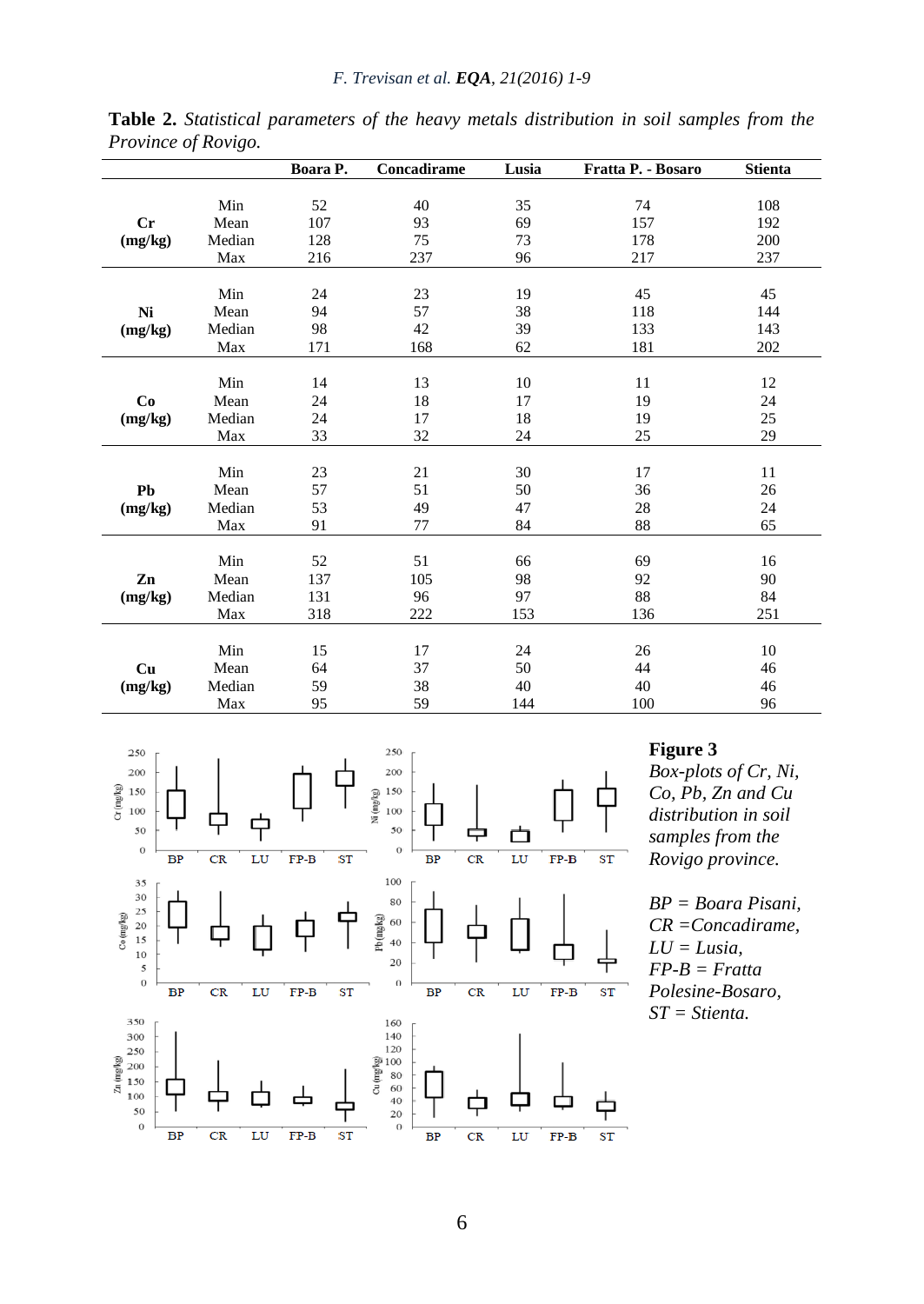**Table 2.** *Statistical parameters of the heavy metals distribution in soil samples from the Province of Rovigo.*

| | | Boara P. | Concadirame | Lusia | Fratta P. - Bosaro | Stienta |
|---|---|---|---|---|---|---|
| **Cr (mg/kg)** | Min | 52 | 40 | 35 | 74 | 108 |
| | Mean | 107 | 93 | 69 | 157 | 192 |
| | Median | 128 | 75 | 73 | 178 | 200 |
| | Max | 216 | 237 | 96 | 217 | 237 |
| **Ni (mg/kg)** | Min | 24 | 23 | 19 | 45 | 45 |
| | Mean | 94 | 57 | 38 | 118 | 144 |
| | Median | 98 | 42 | 39 | 133 | 143 |
| | Max | 171 | 168 | 62 | 181 | 202 |
| **Co (mg/kg)** | Min | 14 | 13 | 10 | 11 | 12 |
| | Mean | 24 | 18 | 17 | 19 | 24 |
| | Median | 24 | 17 | 18 | 19 | 25 |
| | Max | 33 | 32 | 24 | 25 | 29 |
| **Pb (mg/kg)** | Min | 23 | 21 | 30 | 17 | 11 |
| | Mean | 57 | 51 | 50 | 36 | 26 |
| | Median | 53 | 49 | 47 | 28 | 24 |
| | Max | 91 | 77 | 84 | 88 | 65 |
| **Zn (mg/kg)** | Min | 52 | 51 | 66 | 69 | 16 |
| | Mean | 137 | 105 | 98 | 92 | 90 |
| | Median | 131 | 96 | 97 | 88 | 84 |
| | Max | 318 | 222 | 153 | 136 | 251 |
| **Cu (mg/kg)** | Min | 15 | 17 | 24 | 26 | 10 |
| | Mean | 64 | 37 | 50 | 44 | 46 |
| | Median | 59 | 38 | 40 | 40 | 46 |
| | Max | 95 | 59 | 144 | 100 | 96 |

**Figure 3**
*Box-plots of Cr, Ni, Co, Pb, Zn and Cu distribution in soil samples from the Rovigo province.*

*BP = Boara Pisani, CR =Concadirame, LU = Lusia, FP-B = Fratta Polesine-Bosaro, ST = Stienta.*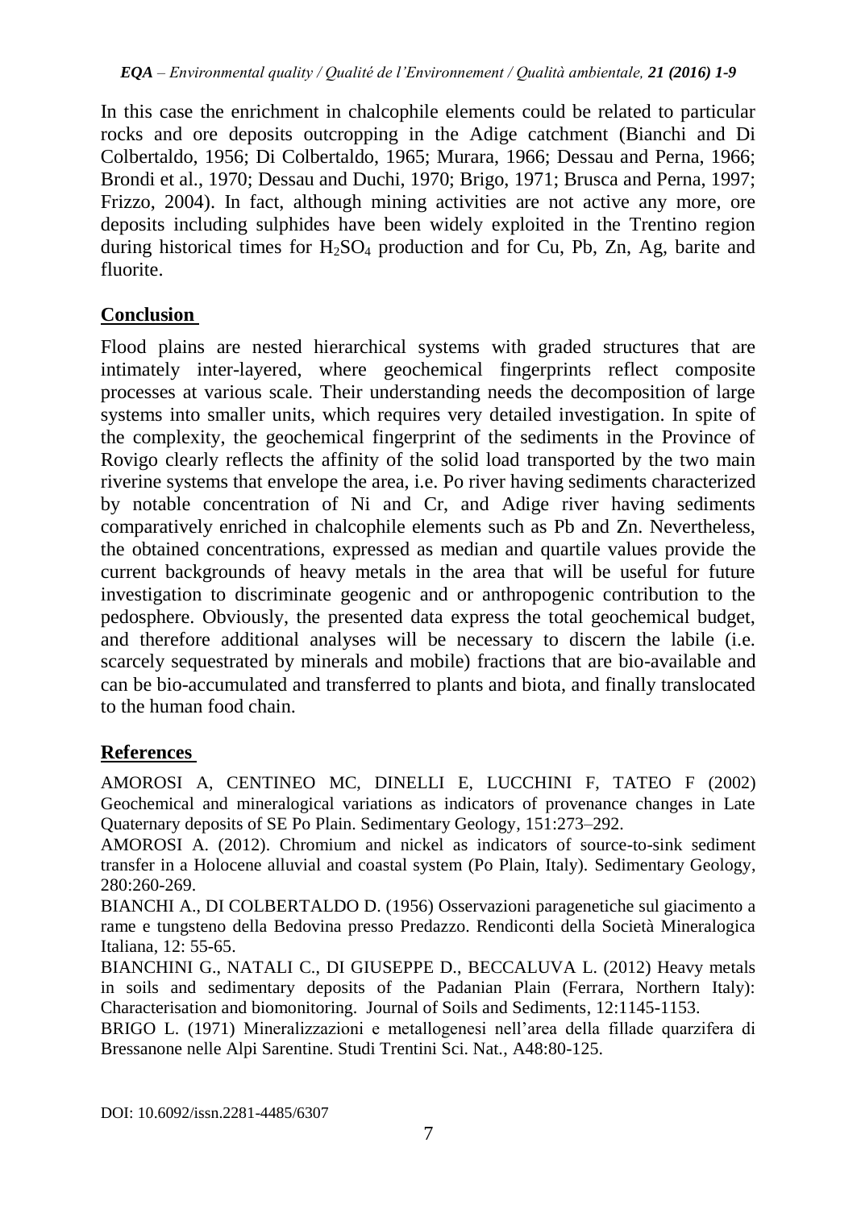In this case the enrichment in chalcophile elements could be related to particular rocks and ore deposits outcropping in the Adige catchment (Bianchi and Di Colbertaldo, 1956; Di Colbertaldo, 1965; Murara, 1966; Dessau and Perna, 1966; Brondi et al., 1970; Dessau and Duchi, 1970; Brigo, 1971; Brusca and Perna, 1997; Frizzo, 2004). In fact, although mining activities are not active any more, ore deposits including sulphides have been widely exploited in the Trentino region during historical times for $H_2SO_4$ production and for Cu, Pb, Zn, Ag, barite and fluorite.

## Conclusion

Flood plains are nested hierarchical systems with graded structures that are intimately inter-layered, where geochemical fingerprints reflect composite processes at various scale. Their understanding needs the decomposition of large systems into smaller units, which requires very detailed investigation. In spite of the complexity, the geochemical fingerprint of the sediments in the Province of Rovigo clearly reflects the affinity of the solid load transported by the two main riverine systems that envelope the area, i.e. Po river having sediments characterized by notable concentration of Ni and Cr, and Adige river having sediments comparatively enriched in chalcophile elements such as Pb and Zn. Nevertheless, the obtained concentrations, expressed as median and quartile values provide the current backgrounds of heavy metals in the area that will be useful for future investigation to discriminate geogenic and or anthropogenic contribution to the pedosphere. Obviously, the presented data express the total geochemical budget, and therefore additional analyses will be necessary to discern the labile (i.e. scarcely sequestrated by minerals and mobile) fractions that are bio-available and can be bio-accumulated and transferred to plants and biota, and finally translocated to the human food chain.

## References

AMOROSI A, CENTINEO MC, DINELLI E, LUCCHINI F, TATEO F (2002) Geochemical and mineralogical variations as indicators of provenance changes in Late Quaternary deposits of SE Po Plain. Sedimentary Geology, 151:273–292.

AMOROSI A. (2012). Chromium and nickel as indicators of source-to-sink sediment transfer in a Holocene alluvial and coastal system (Po Plain, Italy). Sedimentary Geology, 280:260-269.

BIANCHI A., DI COLBERTALDO D. (1956) Osservazioni paragenetiche sul giacimento a rame e tungsteno della Bedovina presso Predazzo. Rendiconti della Società Mineralogica Italiana, 12: 55-65.

BIANCHINI G., NATALI C., DI GIUSEPPE D., BECCALUVA L. (2012) Heavy metals in soils and sedimentary deposits of the Padanian Plain (Ferrara, Northern Italy): Characterisation and biomonitoring. Journal of Soils and Sediments, 12:1145-1153.

BRIGO L. (1971) Mineralizzazioni e metallogenesi nell'area della fillade quarzifera di Bressanone nelle Alpi Sarentine. Studi Trentini Sci. Nat., A48:80-125.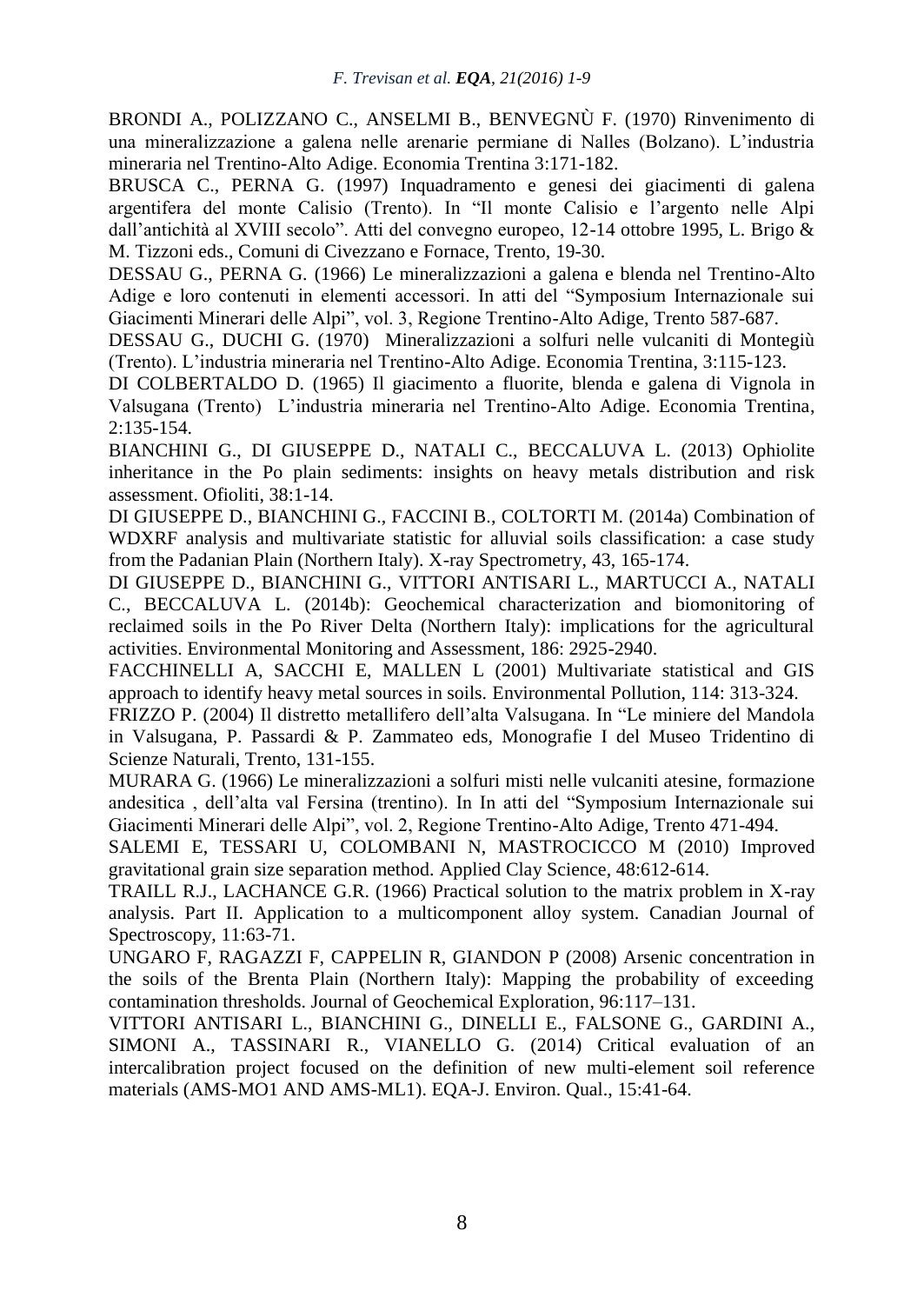BRONDI A., POLIZZANO C., ANSELMI B., BENVEGNÙ F. (1970) Rinvenimento di una mineralizzazione a galena nelle arenarie permiane di Nalles (Bolzano). L'industria mineraria nel Trentino-Alto Adige. Economia Trentina 3:171-182.

BRUSCA C., PERNA G. (1997) Inquadramento e genesi dei giacimenti di galena argentifera del monte Calisio (Trento). In "Il monte Calisio e l'argento nelle Alpi dall'antichità al XVIII secolo". Atti del convegno europeo, 12-14 ottobre 1995, L. Brigo & M. Tizzoni eds., Comuni di Civezzano e Fornace, Trento, 19-30.

DESSAU G., PERNA G. (1966) Le mineralizzazioni a galena e blenda nel Trentino-Alto Adige e loro contenuti in elementi accessori. In atti del "Symposium Internazionale sui Giacimenti Minerari delle Alpi", vol. 3, Regione Trentino-Alto Adige, Trento 587-687.

DESSAU G., DUCHI G. (1970) Mineralizzazioni a solfuri nelle vulcaniti di Montegiù (Trento). L'industria mineraria nel Trentino-Alto Adige. Economia Trentina, 3:115-123.

DI COLBERTALDO D. (1965) Il giacimento a fluorite, blenda e galena di Vignola in Valsugana (Trento) L'industria mineraria nel Trentino-Alto Adige. Economia Trentina, 2:135-154.

BIANCHINI G., DI GIUSEPPE D., NATALI C., BECCALUVA L. (2013) Ophiolite inheritance in the Po plain sediments: insights on heavy metals distribution and risk assessment. Ofioliti, 38:1-14.

DI GIUSEPPE D., BIANCHINI G., FACCINI B., COLTORTI M. (2014a) Combination of WDXRF analysis and multivariate statistic for alluvial soils classification: a case study from the Padanian Plain (Northern Italy). X-ray Spectrometry, 43, 165-174.

DI GIUSEPPE D., BIANCHINI G., VITTORI ANTISARI L., MARTUCCI A., NATALI C., BECCALUVA L. (2014b): Geochemical characterization and biomonitoring of reclaimed soils in the Po River Delta (Northern Italy): implications for the agricultural activities. Environmental Monitoring and Assessment, 186: 2925-2940.

FACCHINELLI A, SACCHI E, MALLEN L (2001) Multivariate statistical and GIS approach to identify heavy metal sources in soils. Environmental Pollution, 114: 313-324.

FRIZZO P. (2004) Il distretto metallifero dell'alta Valsugana. In "Le miniere del Mandola in Valsugana, P. Passardi & P. Zammateo eds, Monografie I del Museo Tridentino di Scienze Naturali, Trento, 131-155.

MURARA G. (1966) Le mineralizzazioni a solfuri misti nelle vulcaniti atesine, formazione andesitica , dell'alta val Fersina (trentino). In In atti del "Symposium Internazionale sui Giacimenti Minerari delle Alpi", vol. 2, Regione Trentino-Alto Adige, Trento 471-494.

SALEMI E, TESSARI U, COLOMBANI N, MASTROCICCO M (2010) Improved gravitational grain size separation method. Applied Clay Science, 48:612-614.

TRAILL R.J., LACHANCE G.R. (1966) Practical solution to the matrix problem in X-ray analysis. Part II. Application to a multicomponent alloy system. Canadian Journal of Spectroscopy, 11:63-71.

UNGARO F, RAGAZZI F, CAPPELIN R, GIANDON P (2008) Arsenic concentration in the soils of the Brenta Plain (Northern Italy): Mapping the probability of exceeding contamination thresholds. Journal of Geochemical Exploration, 96:117–131.

VITTORI ANTISARI L., BIANCHINI G., DINELLI E., FALSONE G., GARDINI A., SIMONI A., TASSINARI R., VIANELLO G. (2014) Critical evaluation of an intercalibration project focused on the definition of new multi-element soil reference materials (AMS-MO1 AND AMS-ML1). EQA-J. Environ. Qual., 15:41-64.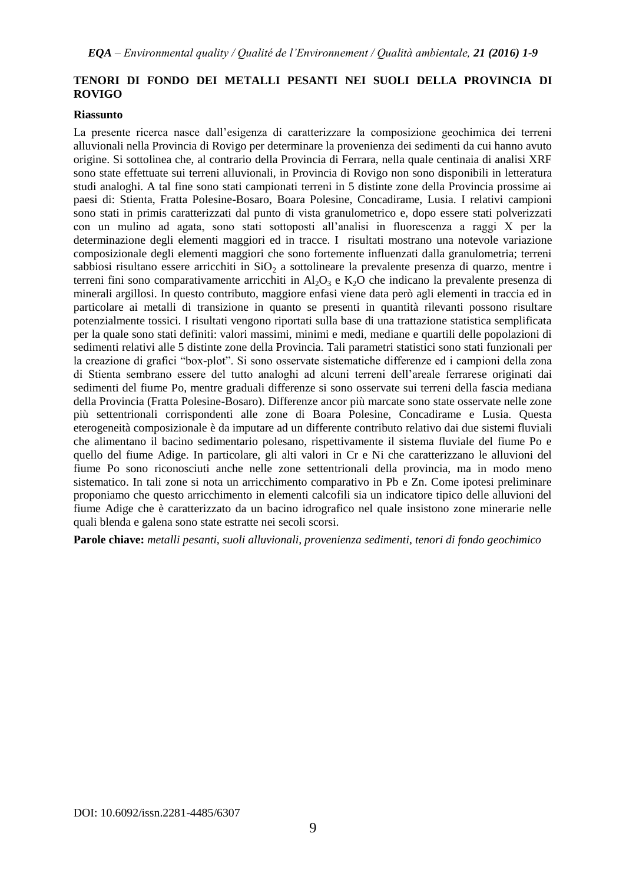**TENORI DI FONDO DEI METALLI PESANTI NEI SUOLI DELLA PROVINCIA DI ROVIGO**

**Riassunto**

La presente ricerca nasce dall'esigenza di caratterizzare la composizione geochimica dei terreni alluvionali nella Provincia di Rovigo per determinare la provenienza dei sedimenti da cui hanno avuto origine. Si sottolinea che, al contrario della Provincia di Ferrara, nella quale centinaia di analisi XRF sono state effettuate sui terreni alluvionali, in Provincia di Rovigo non sono disponibili in letteratura studi analoghi. A tal fine sono stati campionati terreni in 5 distinte zone della Provincia prossime ai paesi di: Stienta, Fratta Polesine-Bosaro, Boara Polesine, Concadirame, Lusia. I relativi campioni sono stati in primis caratterizzati dal punto di vista granulometrico e, dopo essere stati polverizzati con un mulino ad agata, sono stati sottoposti all'analisi in fluorescenza a raggi X per la determinazione degli elementi maggiori ed in tracce. I risultati mostrano una notevole variazione composizionale degli elementi maggiori che sono fortemente influenzati dalla granulometria; terreni sabbiosi risultano essere arricchiti in $SiO_2$ a sottolineare la prevalente presenza di quarzo, mentre i terreni fini sono comparativamente arricchiti in $Al_2O_3$ e $K_2O$ che indicano la prevalente presenza di minerali argillosi. In questo contributo, maggiore enfasi viene data però agli elementi in traccia ed in particolare ai metalli di transizione in quanto se presenti in quantità rilevanti possono risultare potenzialmente tossici. I risultati vengono riportati sulla base di una trattazione statistica semplificata per la quale sono stati definiti: valori massimi, minimi e medi, mediane e quartili delle popolazioni di sedimenti relativi alle 5 distinte zone della Provincia. Tali parametri statistici sono stati funzionali per la creazione di grafici "box-plot". Si sono osservate sistematiche differenze ed i campioni della zona di Stienta sembrano essere del tutto analoghi ad alcuni terreni dell'areale ferrarese originati dai sedimenti del fiume Po, mentre graduali differenze si sono osservate sui terreni della fascia mediana della Provincia (Fratta Polesine-Bosaro). Differenze ancor più marcate sono state osservate nelle zone più settentrionali corrispondenti alle zone di Boara Polesine, Concadirame e Lusia. Questa eterogeneità composizionale è da imputare ad un differente contributo relativo dai due sistemi fluviali che alimentano il bacino sedimentario polesano, rispettivamente il sistema fluviale del fiume Po e quello del fiume Adige. In particolare, gli alti valori in Cr e Ni che caratterizzano le alluvioni del fiume Po sono riconosciuti anche nelle zone settentrionali della provincia, ma in modo meno sistematico. In tali zone si nota un arricchimento comparativo in Pb e Zn. Come ipotesi preliminare proponiamo che questo arricchimento in elementi calcofili sia un indicatore tipico delle alluvioni del fiume Adige che è caratterizzato da un bacino idrografico nel quale insistono zone minerarie nelle quali blenda e galena sono state estratte nei secoli scorsi.

**Parole chiave:** *metalli pesanti, suoli alluvionali, provenienza sedimenti, tenori di fondo geochimico*

DOI: 10.6092/issn.2281-4485/6307